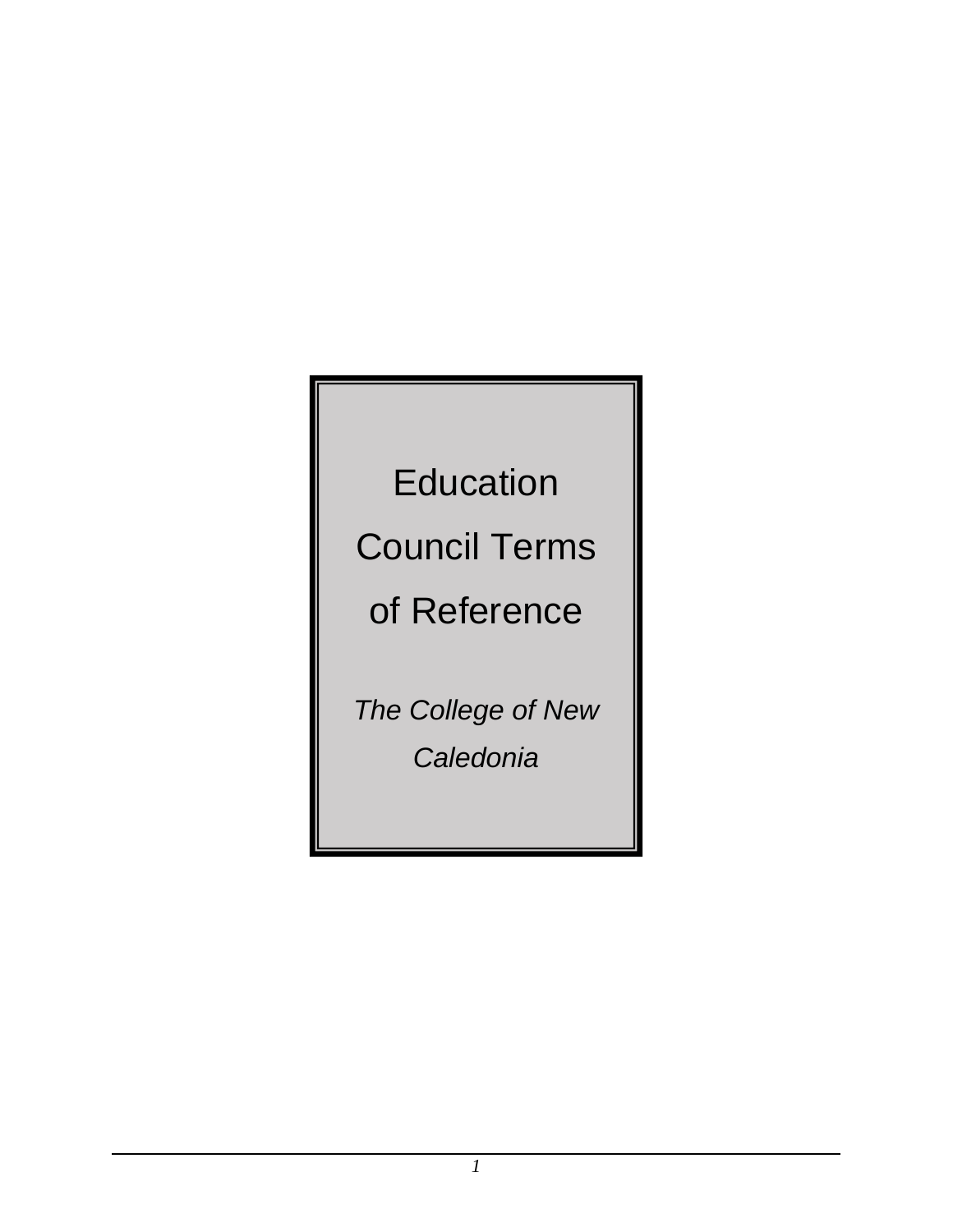# Education Council Terms of Reference

*The College of New Caledonia*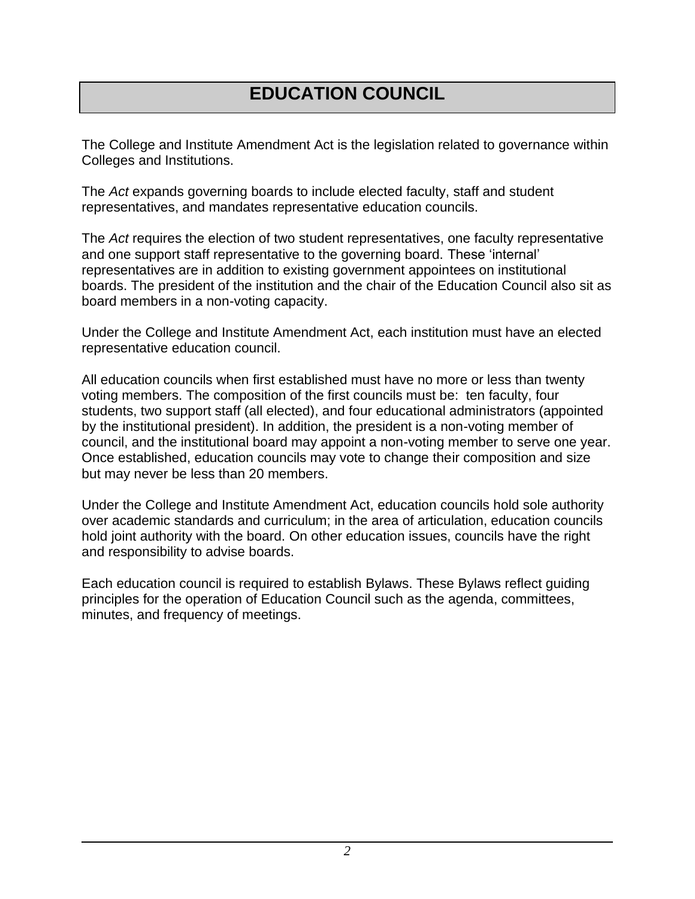# EDUCATION COUNCIL

The College and Institute Amendment Act is the legislation related to governance within Colleges and Institutions.

The *Act* expands governing boards to include elected faculty, staff and student representatives, and mandates representative education councils.

The *Act* requires the election of two student representatives, one faculty representative and one support staff representative to the governing board. These 'internal' representatives are in addition to existing government appointees on institutional boards. The president of the institution and the chair of the Education Council also sit as board members in a non-voting capacity.

Under the College and Institute Amendment Act, each institution must have an elected representative education council.

All education councils when first established must have no more or less than twenty voting members. The composition of the first councils must be: ten faculty, four students, two support staff (all elected), and four educational administrators (appointed by the institutional president). In addition, the president is a non-voting member of council, and the institutional board may appoint a non-voting member to serve one year. Once established, education councils may vote to change their composition and size but may never be less than 20 members.

Under the College and Institute Amendment Act, education councils hold sole authority over academic standards and curriculum; in the area of articulation, education councils hold joint authority with the board. On other education issues, councils have the right and responsibility to advise boards.

Each education council is required to establish Bylaws. These Bylaws reflect guiding principles for the operation of Education Council such as the agenda, committees, minutes, and frequency of meetings.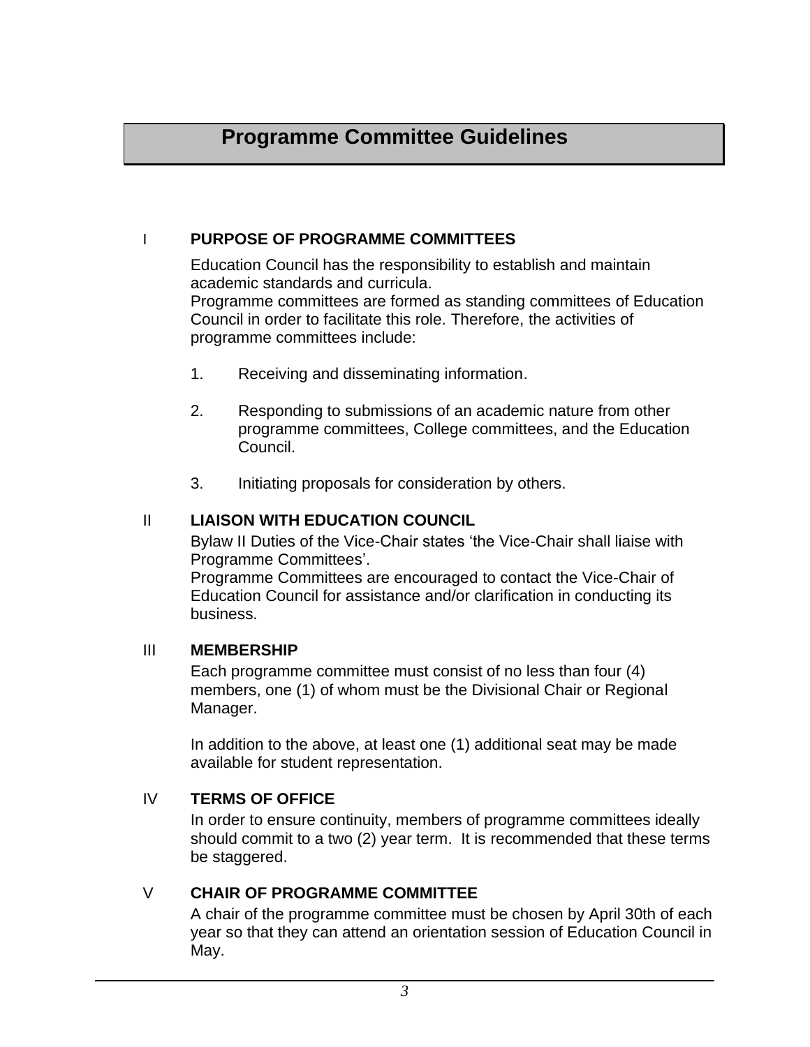# Programme Committee Guidelines

## I PURPOSE OF PROGRAMME COMMITTEES

Education Council has the responsibility to establish and maintain academic standards and curricula.
Programme committees are formed as standing committees of Education Council in order to facilitate this role. Therefore, the activities of programme committees include:

1. Receiving and disseminating information.

2. Responding to submissions of an academic nature from other programme committees, College committees, and the Education Council.

3. Initiating proposals for consideration by others.

## II LIAISON WITH EDUCATION COUNCIL

Bylaw II Duties of the Vice-Chair states 'the Vice-Chair shall liaise with Programme Committees'.
Programme Committees are encouraged to contact the Vice-Chair of Education Council for assistance and/or clarification in conducting its business.

## III MEMBERSHIP

Each programme committee must consist of no less than four (4) members, one (1) of whom must be the Divisional Chair or Regional Manager.

In addition to the above, at least one (1) additional seat may be made available for student representation.

## IV TERMS OF OFFICE

In order to ensure continuity, members of programme committees ideally should commit to a two (2) year term. It is recommended that these terms be staggered.

## V CHAIR OF PROGRAMME COMMITTEE

A chair of the programme committee must be chosen by April 30th of each year so that they can attend an orientation session of Education Council in May.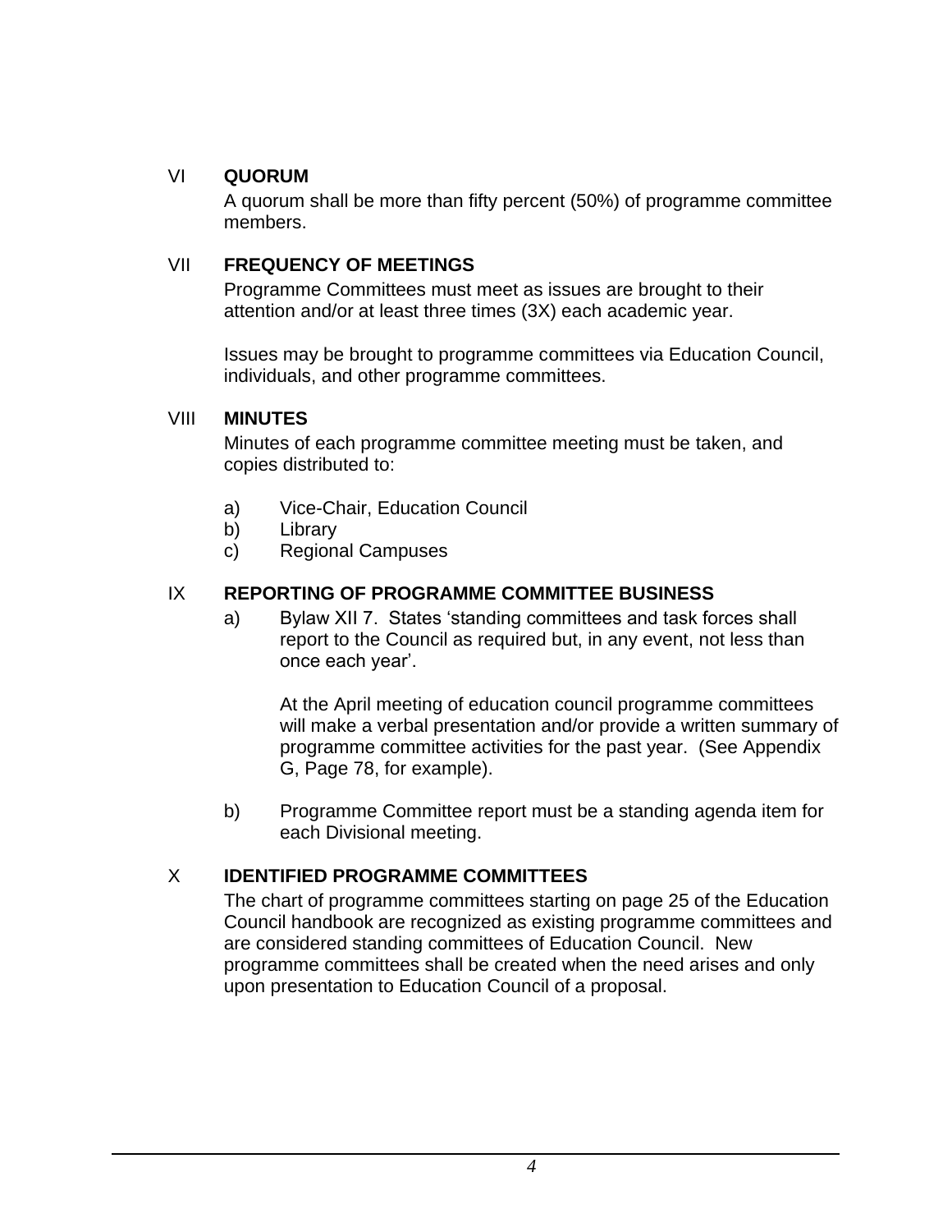## VI QUORUM

A quorum shall be more than fifty percent (50%) of programme committee members.

## VII FREQUENCY OF MEETINGS

Programme Committees must meet as issues are brought to their attention and/or at least three times (3X) each academic year.

Issues may be brought to programme committees via Education Council, individuals, and other programme committees.

## VIII MINUTES

Minutes of each programme committee meeting must be taken, and copies distributed to:

a) Vice-Chair, Education Council
b) Library
c) Regional Campuses

## IX REPORTING OF PROGRAMME COMMITTEE BUSINESS

a) Bylaw XII 7. States 'standing committees and task forces shall report to the Council as required but, in any event, not less than once each year'.

   At the April meeting of education council programme committees will make a verbal presentation and/or provide a written summary of programme committee activities for the past year. (See Appendix G, Page 78, for example).

b) Programme Committee report must be a standing agenda item for each Divisional meeting.

## X IDENTIFIED PROGRAMME COMMITTEES

The chart of programme committees starting on page 25 of the Education Council handbook are recognized as existing programme committees and are considered standing committees of Education Council. New programme committees shall be created when the need arises and only upon presentation to Education Council of a proposal.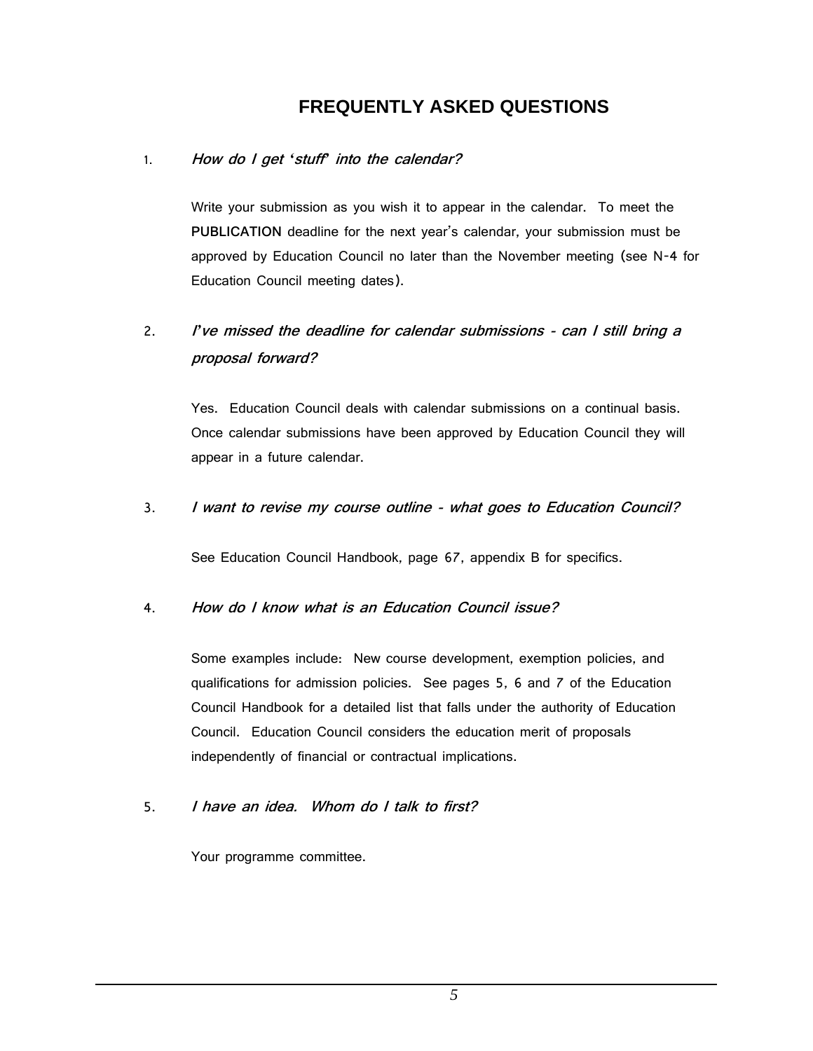# FREQUENTLY ASKED QUESTIONS

1. ***How do I get 'stuff' into the calendar?***

   Write your submission as you wish it to appear in the calendar. To meet the **PUBLICATION** deadline for the next year's calendar, your submission must be approved by Education Council no later than the November meeting (see N-4 for Education Council meeting dates).

2. ***I've missed the deadline for calendar submissions - can I still bring a proposal forward?***

   Yes. Education Council deals with calendar submissions on a continual basis. Once calendar submissions have been approved by Education Council they will appear in a future calendar.

3. ***I want to revise my course outline - what goes to Education Council?***

   See Education Council Handbook, page 67, appendix B for specifics.

4. ***How do I know what is an Education Council issue?***

   Some examples include: New course development, exemption policies, and qualifications for admission policies. See pages 5, 6 and 7 of the Education Council Handbook for a detailed list that falls under the authority of Education Council. Education Council considers the education merit of proposals independently of financial or contractual implications.

5. ***I have an idea. Whom do I talk to first?***

   Your programme committee.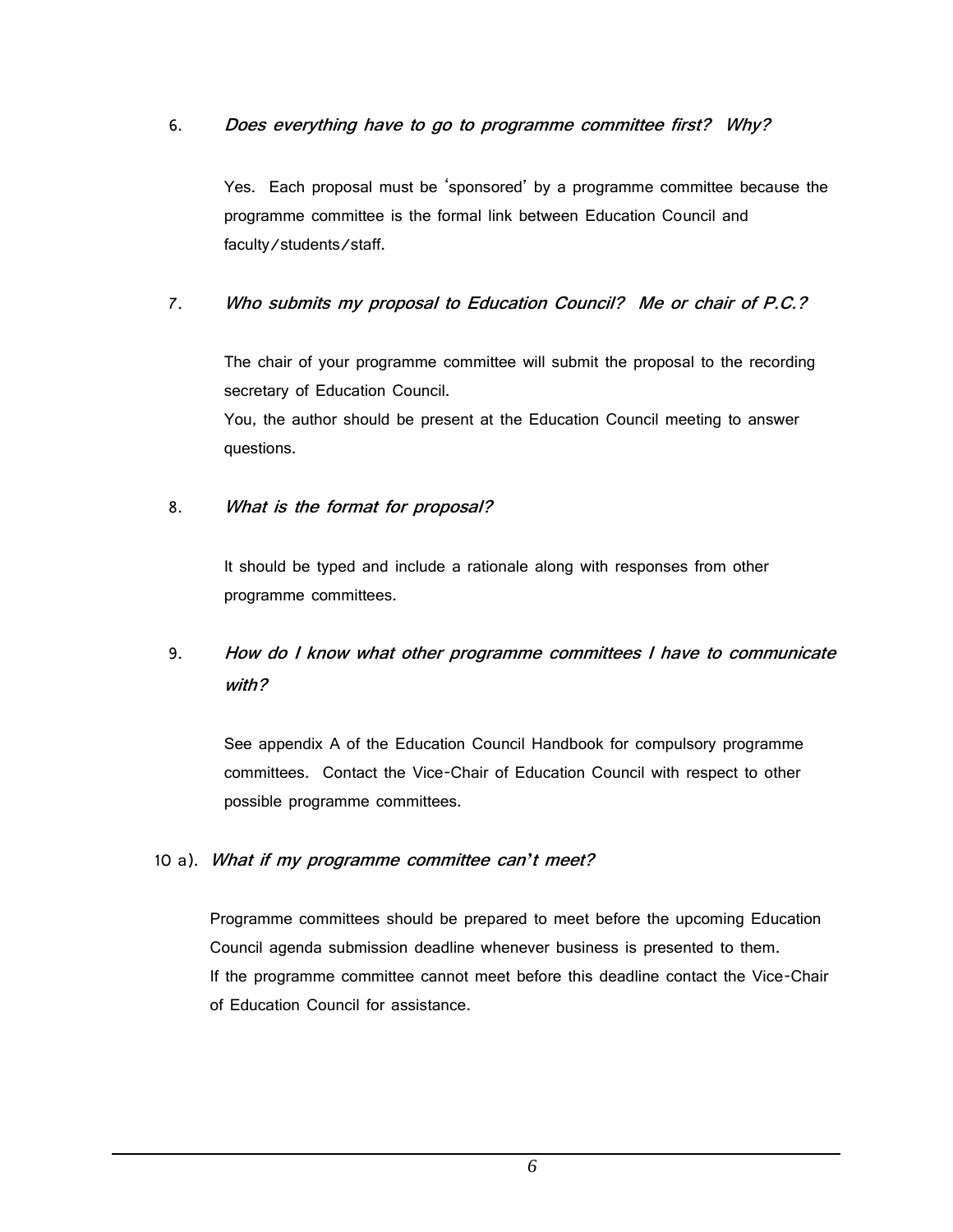6. ***Does everything have to go to programme committee first? Why?***

   Yes. Each proposal must be 'sponsored' by a programme committee because the programme committee is the formal link between Education Council and faculty/students/staff.

7. ***Who submits my proposal to Education Council? Me or chair of P.C.?***

   The chair of your programme committee will submit the proposal to the recording secretary of Education Council.
   You, the author should be present at the Education Council meeting to answer questions.

8. ***What is the format for proposal?***

   It should be typed and include a rationale along with responses from other programme committees.

9. ***How do I know what other programme committees I have to communicate with?***

   See appendix A of the Education Council Handbook for compulsory programme committees. Contact the Vice-Chair of Education Council with respect to other possible programme committees.

10 a). ***What if my programme committee can't meet?***

Programme committees should be prepared to meet before the upcoming Education Council agenda submission deadline whenever business is presented to them.
If the programme committee cannot meet before this deadline contact the Vice-Chair of Education Council for assistance.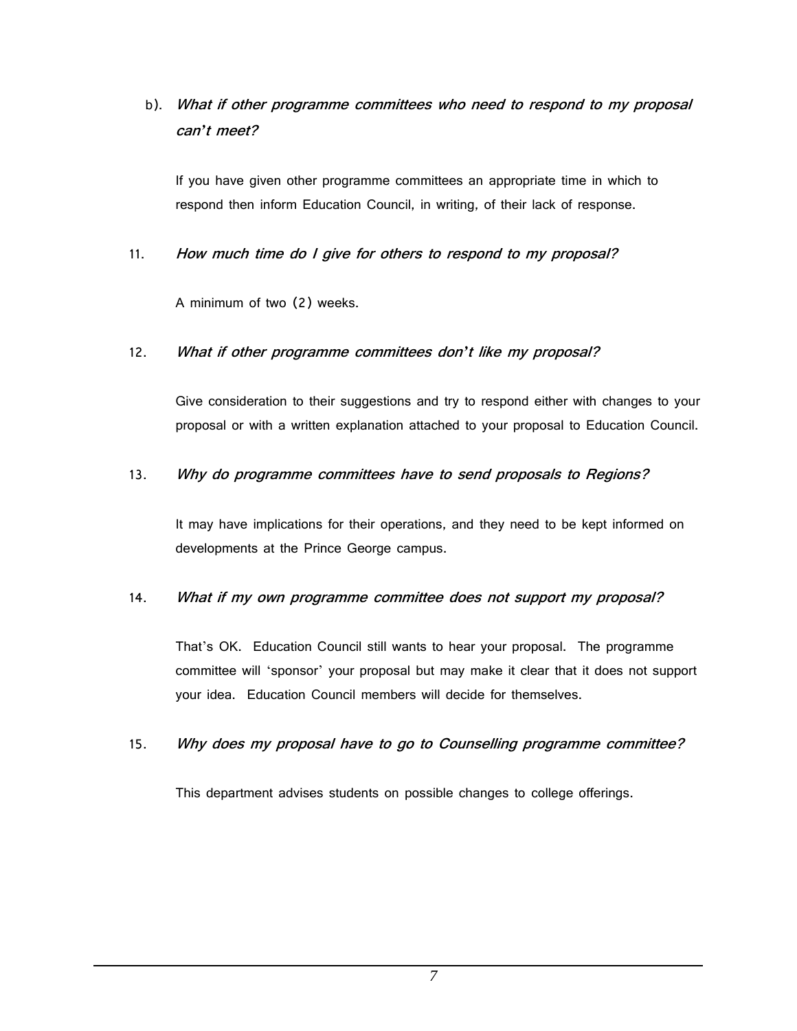b). ***What if other programme committees who need to respond to my proposal can't meet?***

If you have given other programme committees an appropriate time in which to respond then inform Education Council, in writing, of their lack of response.

11. ***How much time do I give for others to respond to my proposal?***

A minimum of two (2) weeks.

12. ***What if other programme committees don't like my proposal?***

Give consideration to their suggestions and try to respond either with changes to your proposal or with a written explanation attached to your proposal to Education Council.

13. ***Why do programme committees have to send proposals to Regions?***

It may have implications for their operations, and they need to be kept informed on developments at the Prince George campus.

14. ***What if my own programme committee does not support my proposal?***

That's OK. Education Council still wants to hear your proposal. The programme committee will 'sponsor' your proposal but may make it clear that it does not support your idea. Education Council members will decide for themselves.

15. ***Why does my proposal have to go to Counselling programme committee?***

This department advises students on possible changes to college offerings.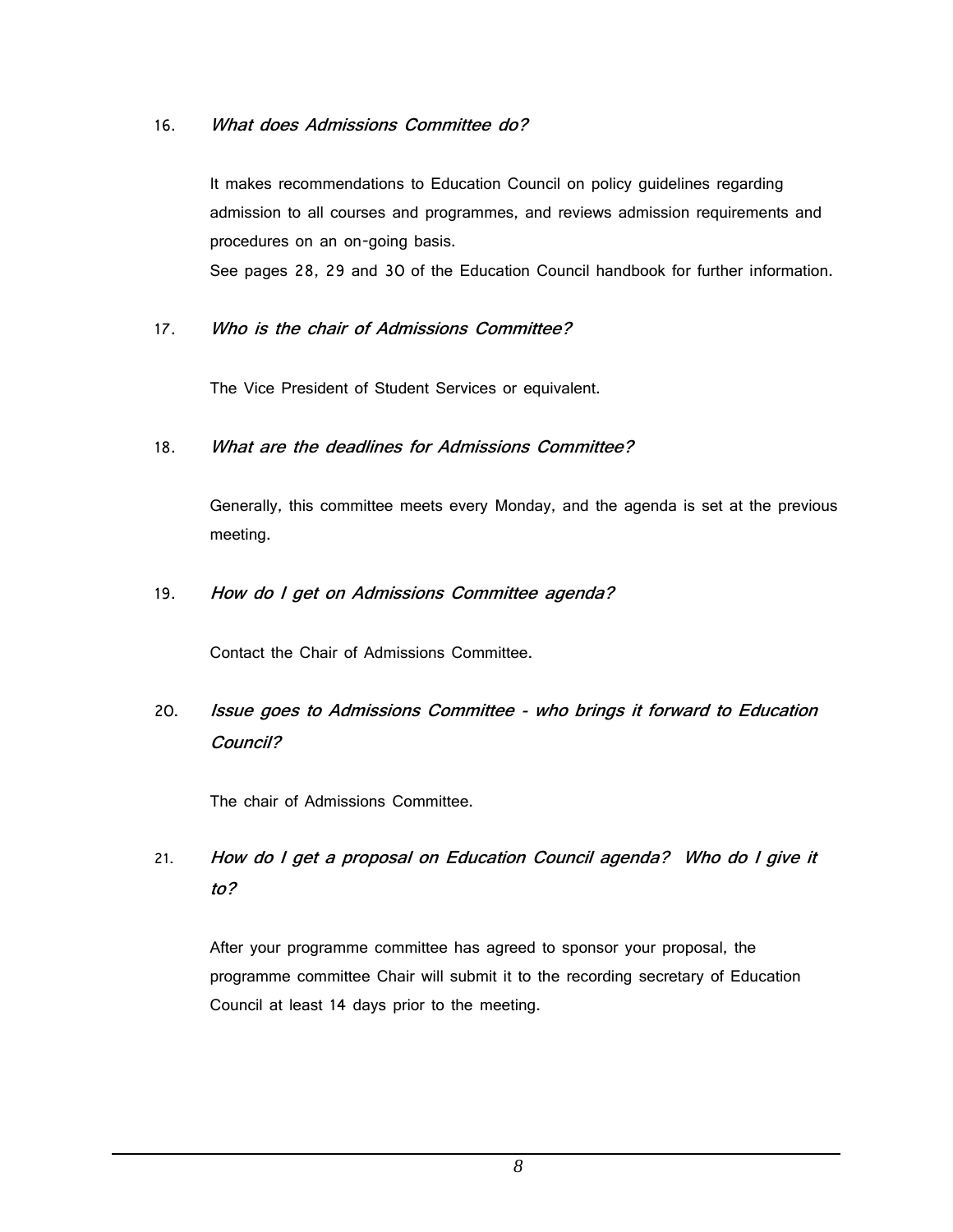16. ***What does Admissions Committee do?***

    It makes recommendations to Education Council on policy guidelines regarding admission to all courses and programmes, and reviews admission requirements and procedures on an on-going basis.
    See pages 28, 29 and 30 of the Education Council handbook for further information.

17. ***Who is the chair of Admissions Committee?***

    The Vice President of Student Services or equivalent.

18. ***What are the deadlines for Admissions Committee?***

    Generally, this committee meets every Monday, and the agenda is set at the previous meeting.

19. ***How do I get on Admissions Committee agenda?***

    Contact the Chair of Admissions Committee.

20. ***Issue goes to Admissions Committee - who brings it forward to Education Council?***

    The chair of Admissions Committee.

21. ***How do I get a proposal on Education Council agenda? Who do I give it to?***

    After your programme committee has agreed to sponsor your proposal, the programme committee Chair will submit it to the recording secretary of Education Council at least 14 days prior to the meeting.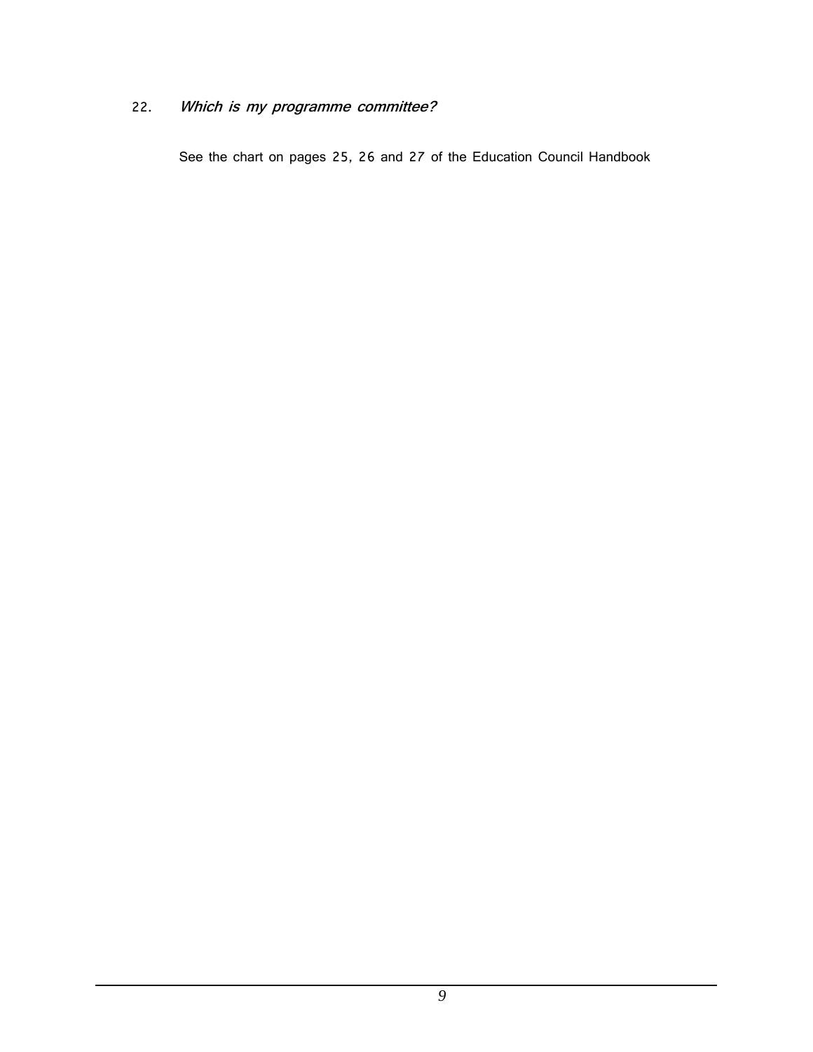22. ***Which is my programme committee?***

See the chart on pages 25, 26 and 27 of the Education Council Handbook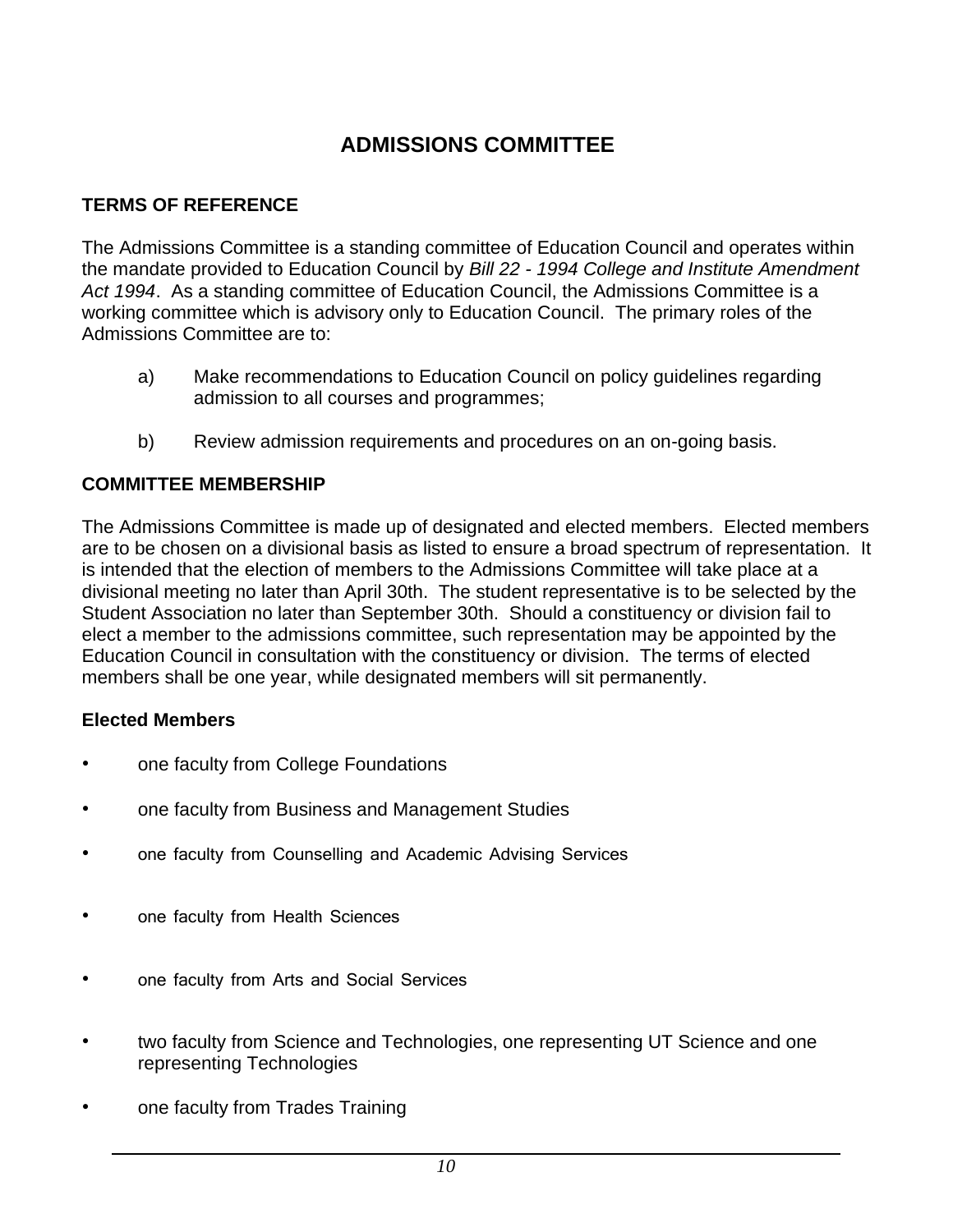# ADMISSIONS COMMITTEE

## TERMS OF REFERENCE

The Admissions Committee is a standing committee of Education Council and operates within the mandate provided to Education Council by *Bill 22 - 1994 College and Institute Amendment Act 1994*. As a standing committee of Education Council, the Admissions Committee is a working committee which is advisory only to Education Council. The primary roles of the Admissions Committee are to:

a) Make recommendations to Education Council on policy guidelines regarding admission to all courses and programmes;

b) Review admission requirements and procedures on an on-going basis.

## COMMITTEE MEMBERSHIP

The Admissions Committee is made up of designated and elected members. Elected members are to be chosen on a divisional basis as listed to ensure a broad spectrum of representation. It is intended that the election of members to the Admissions Committee will take place at a divisional meeting no later than April 30th. The student representative is to be selected by the Student Association no later than September 30th. Should a constituency or division fail to elect a member to the admissions committee, such representation may be appointed by the Education Council in consultation with the constituency or division. The terms of elected members shall be one year, while designated members will sit permanently.

### Elected Members

- one faculty from College Foundations
- one faculty from Business and Management Studies
- one faculty from Counselling and Academic Advising Services
- one faculty from Health Sciences
- one faculty from Arts and Social Services
- two faculty from Science and Technologies, one representing UT Science and one representing Technologies
- one faculty from Trades Training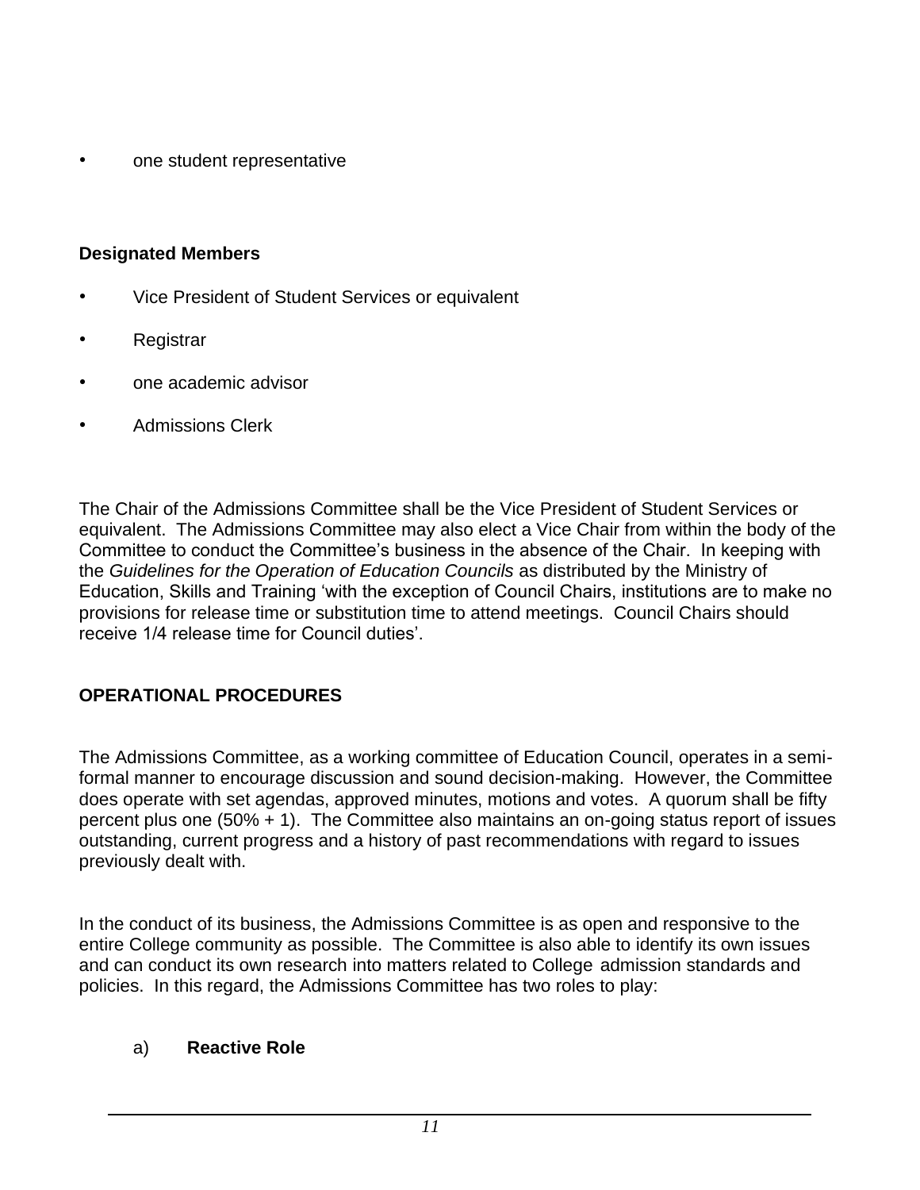- one student representative

**Designated Members**

- Vice President of Student Services or equivalent
- Registrar
- one academic advisor
- Admissions Clerk

The Chair of the Admissions Committee shall be the Vice President of Student Services or equivalent. The Admissions Committee may also elect a Vice Chair from within the body of the Committee to conduct the Committee's business in the absence of the Chair. In keeping with the *Guidelines for the Operation of Education Councils* as distributed by the Ministry of Education, Skills and Training 'with the exception of Council Chairs, institutions are to make no provisions for release time or substitution time to attend meetings. Council Chairs should receive 1/4 release time for Council duties'.

## OPERATIONAL PROCEDURES

The Admissions Committee, as a working committee of Education Council, operates in a semi-formal manner to encourage discussion and sound decision-making. However, the Committee does operate with set agendas, approved minutes, motions and votes. A quorum shall be fifty percent plus one (50% + 1). The Committee also maintains an on-going status report of issues outstanding, current progress and a history of past recommendations with regard to issues previously dealt with.

In the conduct of its business, the Admissions Committee is as open and responsive to the entire College community as possible. The Committee is also able to identify its own issues and can conduct its own research into matters related to College admission standards and policies. In this regard, the Admissions Committee has two roles to play:

a) **Reactive Role**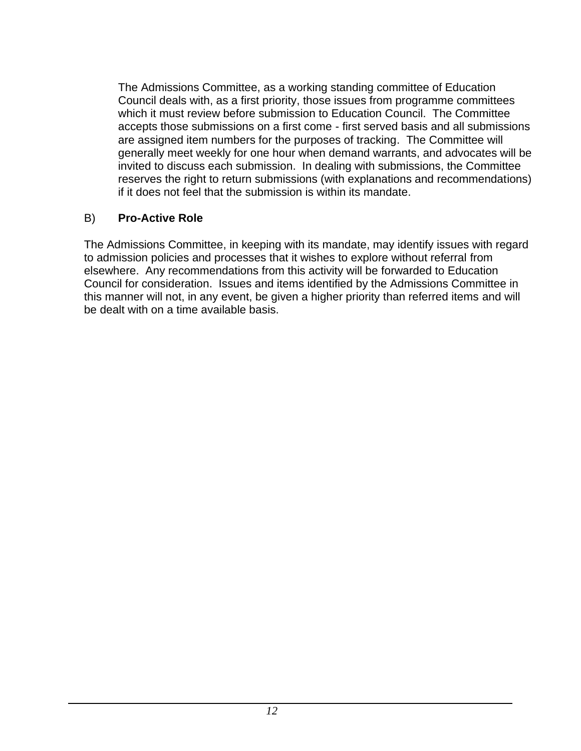The Admissions Committee, as a working standing committee of Education Council deals with, as a first priority, those issues from programme committees which it must review before submission to Education Council. The Committee accepts those submissions on a first come - first served basis and all submissions are assigned item numbers for the purposes of tracking. The Committee will generally meet weekly for one hour when demand warrants, and advocates will be invited to discuss each submission. In dealing with submissions, the Committee reserves the right to return submissions (with explanations and recommendations) if it does not feel that the submission is within its mandate.

B) **Pro-Active Role**

The Admissions Committee, in keeping with its mandate, may identify issues with regard to admission policies and processes that it wishes to explore without referral from elsewhere. Any recommendations from this activity will be forwarded to Education Council for consideration. Issues and items identified by the Admissions Committee in this manner will not, in any event, be given a higher priority than referred items and will be dealt with on a time available basis.